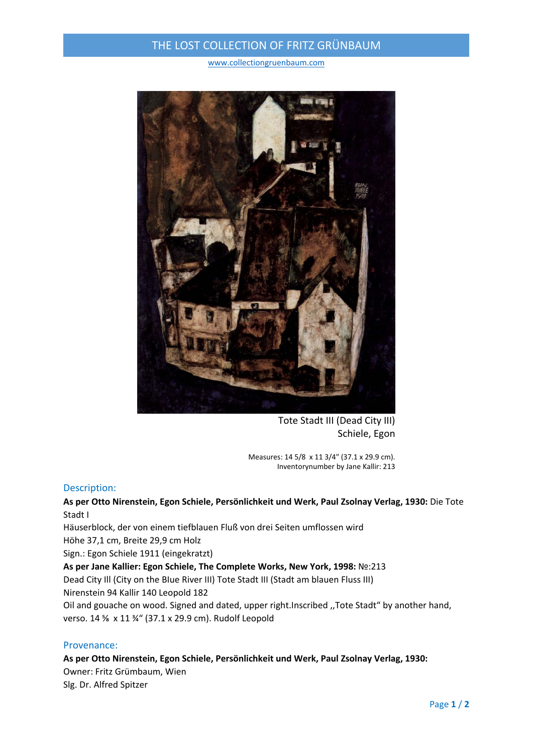# THE LOST COLLECTION OF FRITZ GRÜNBAUM

www.collectiongruenbaum.com

Tote Stadt III (Dead City III)
Schiele, Egon

Measures: 14 5/8 x 11 3/4" (37.1 x 29.9 cm).
Inventorynumber by Jane Kallir: 213

## Description:

**As per Otto Nirenstein, Egon Schiele, Persönlichkeit und Werk, Paul Zsolnay Verlag, 1930:** Die Tote Stadt I
Häuserblock, der von einem tiefblauen Fluß von drei Seiten umflossen wird
Höhe 37,1 cm, Breite 29,9 cm Holz
Sign.: Egon Schiele 1911 (eingekratzt)
**As per Jane Kallier: Egon Schiele, The Complete Works, New York, 1998:** №:213
Dead City III (City on the Blue River III) Tote Stadt III (Stadt am blauen Fluss III)
Nirenstein 94 Kallir 140 Leopold 182
Oil and gouache on wood. Signed and dated, upper right.Inscribed ,,Tote Stadt" by another hand, verso. 14 ⅝ x 11 ¾" (37.1 x 29.9 cm). Rudolf Leopold

## Provenance:

**As per Otto Nirenstein, Egon Schiele, Persönlichkeit und Werk, Paul Zsolnay Verlag, 1930:**
Owner: Fritz Grümbaum, Wien
Slg. Dr. Alfred Spitzer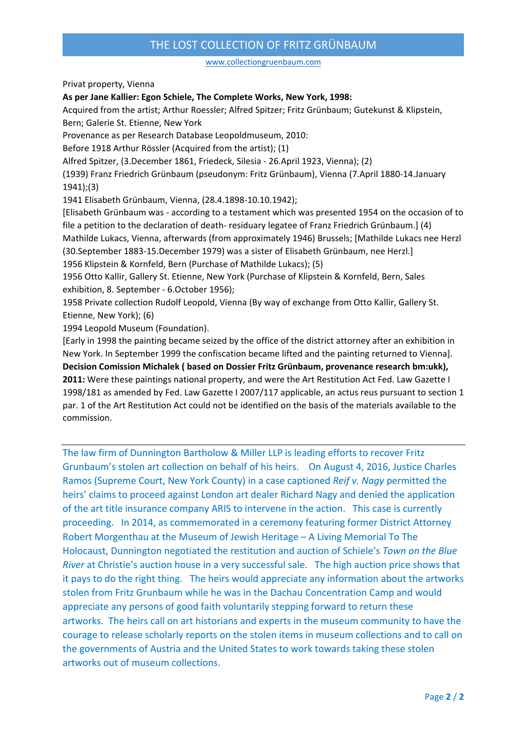Privat property, Vienna

**As per Jane Kallier: Egon Schiele, The Complete Works, New York, 1998:**

Acquired from the artist; Arthur Roessler; Alfred Spitzer; Fritz Grünbaum; Gutekunst & Klipstein, Bern; Galerie St. Etienne, New York

Provenance as per Research Database Leopoldmuseum, 2010:

Before 1918 Arthur Rössler (Acquired from the artist); (1)

Alfred Spitzer, (3.December 1861, Friedeck, Silesia - 26.April 1923, Vienna); (2)

(1939) Franz Friedrich Grünbaum (pseudonym: Fritz Grünbaum), Vienna (7.April 1880-14.January 1941);(3)

1941 Elisabeth Grünbaum, Vienna, (28.4.1898-10.10.1942);

[Elisabeth Grünbaum was - according to a testament which was presented 1954 on the occasion of to file a petition to the declaration of death- residuary legatee of Franz Friedrich Grünbaum.] (4)

Mathilde Lukacs, Vienna, afterwards (from approximately 1946) Brussels; [Mathilde Lukacs nee Herzl (30.September 1883-15.December 1979) was a sister of Elisabeth Grünbaum, nee Herzl.]

1956 Klipstein & Kornfeld, Bern (Purchase of Mathilde Lukacs); (5)

1956 Otto Kallir, Gallery St. Etienne, New York (Purchase of Klipstein & Kornfeld, Bern, Sales exhibition, 8. September - 6.October 1956);

1958 Private collection Rudolf Leopold, Vienna (By way of exchange from Otto Kallir, Gallery St. Etienne, New York); (6)

1994 Leopold Museum (Foundation).

[Early in 1998 the painting became seized by the office of the district attorney after an exhibition in New York. In September 1999 the confiscation became lifted and the painting returned to Vienna].

**Decision Comission Michalek ( based on Dossier Fritz Grünbaum, provenance research bm:ukk), 2011:** Were these paintings national property, and were the Art Restitution Act Fed. Law Gazette I 1998/181 as amended by Fed. Law Gazette I 2007/117 applicable, an actus reus pursuant to section 1 par. 1 of the Art Restitution Act could not be identified on the basis of the materials available to the commission.

---

The law firm of Dunnington Bartholow & Miller LLP is leading efforts to recover Fritz Grunbaum's stolen art collection on behalf of his heirs. On August 4, 2016, Justice Charles Ramos (Supreme Court, New York County) in a case captioned *Reif v. Nagy* permitted the heirs' claims to proceed against London art dealer Richard Nagy and denied the application of the art title insurance company ARIS to intervene in the action. This case is currently proceeding. In 2014, as commemorated in a ceremony featuring former District Attorney Robert Morgenthau at the Museum of Jewish Heritage – A Living Memorial To The Holocaust, Dunnington negotiated the restitution and auction of Schiele's *Town on the Blue River* at Christie's auction house in a very successful sale. The high auction price shows that it pays to do the right thing. The heirs would appreciate any information about the artworks stolen from Fritz Grunbaum while he was in the Dachau Concentration Camp and would appreciate any persons of good faith voluntarily stepping forward to return these artworks. The heirs call on art historians and experts in the museum community to have the courage to release scholarly reports on the stolen items in museum collections and to call on the governments of Austria and the United States to work towards taking these stolen artworks out of museum collections.